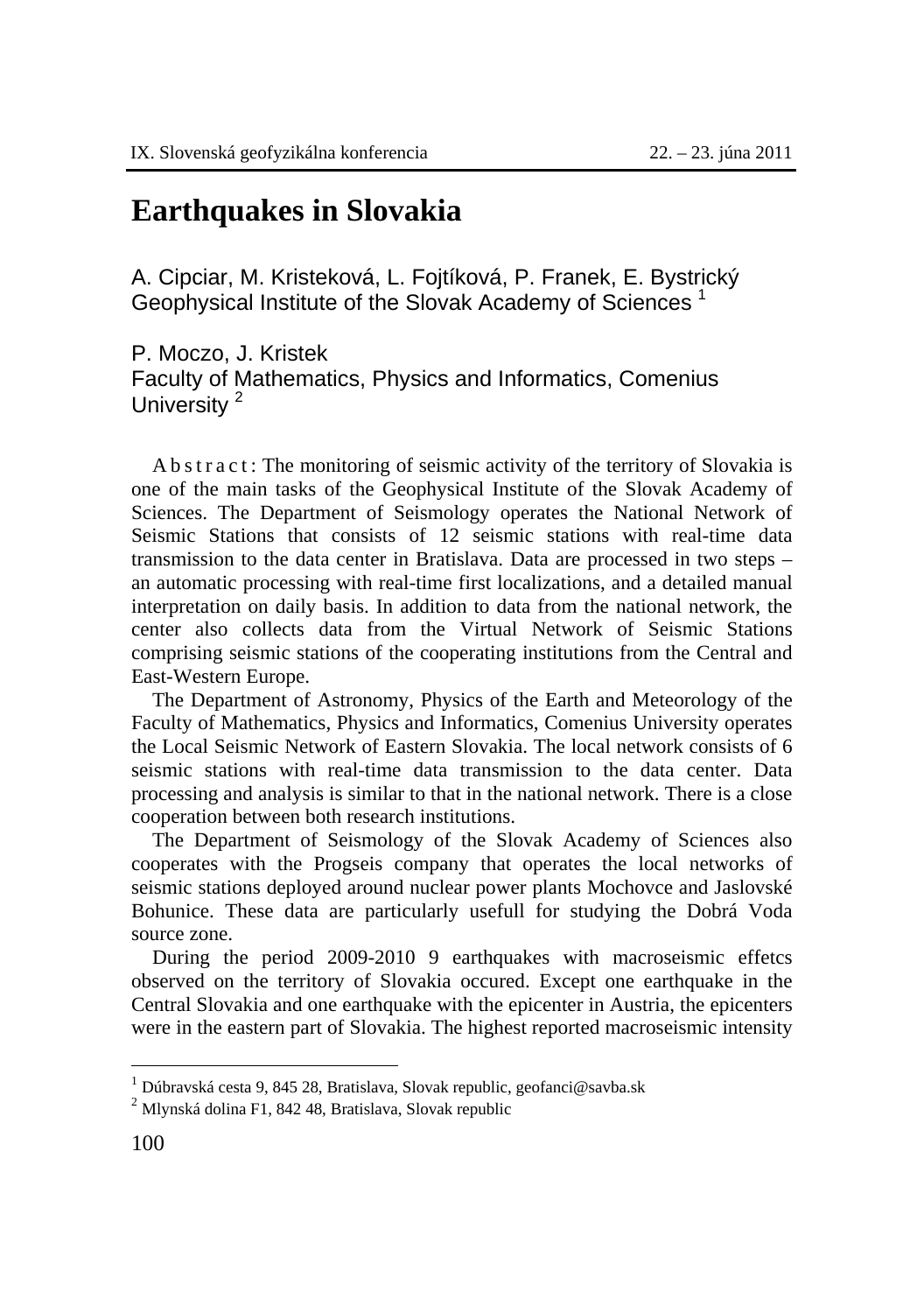# Earthquakes in Slovakia

A. Cipciar, M. Kristeková, L. Fojtíková, P. Franek, E. Bystrický
Geophysical Institute of the Slovak Academy of Sciences [1]

P. Moczo, J. Kristek
Faculty of Mathematics, Physics and Informatics, Comenius University [2]

A b s t r a c t : The monitoring of seismic activity of the territory of Slovakia is one of the main tasks of the Geophysical Institute of the Slovak Academy of Sciences. The Department of Seismology operates the National Network of Seismic Stations that consists of 12 seismic stations with real-time data transmission to the data center in Bratislava. Data are processed in two steps – an automatic processing with real-time first localizations, and a detailed manual interpretation on daily basis. In addition to data from the national network, the center also collects data from the Virtual Network of Seismic Stations comprising seismic stations of the cooperating institutions from the Central and East-Western Europe.

The Department of Astronomy, Physics of the Earth and Meteorology of the Faculty of Mathematics, Physics and Informatics, Comenius University operates the Local Seismic Network of Eastern Slovakia. The local network consists of 6 seismic stations with real-time data transmission to the data center. Data processing and analysis is similar to that in the national network. There is a close cooperation between both research institutions.

The Department of Seismology of the Slovak Academy of Sciences also cooperates with the Progseis company that operates the local networks of seismic stations deployed around nuclear power plants Mochovce and Jaslovské Bohunice. These data are particularly usefull for studying the Dobrá Voda source zone.

During the period 2009-2010 9 earthquakes with macroseismic effetcs observed on the territory of Slovakia occured. Except one earthquake in the Central Slovakia and one earthquake with the epicenter in Austria, the epicenters were in the eastern part of Slovakia. The highest reported macroseismic intensity

[1] Dúbravská cesta 9, 845 28, Bratislava, Slovak republic, geofanci@savba.sk

[2] Mlynská dolina F1, 842 48, Bratislava, Slovak republic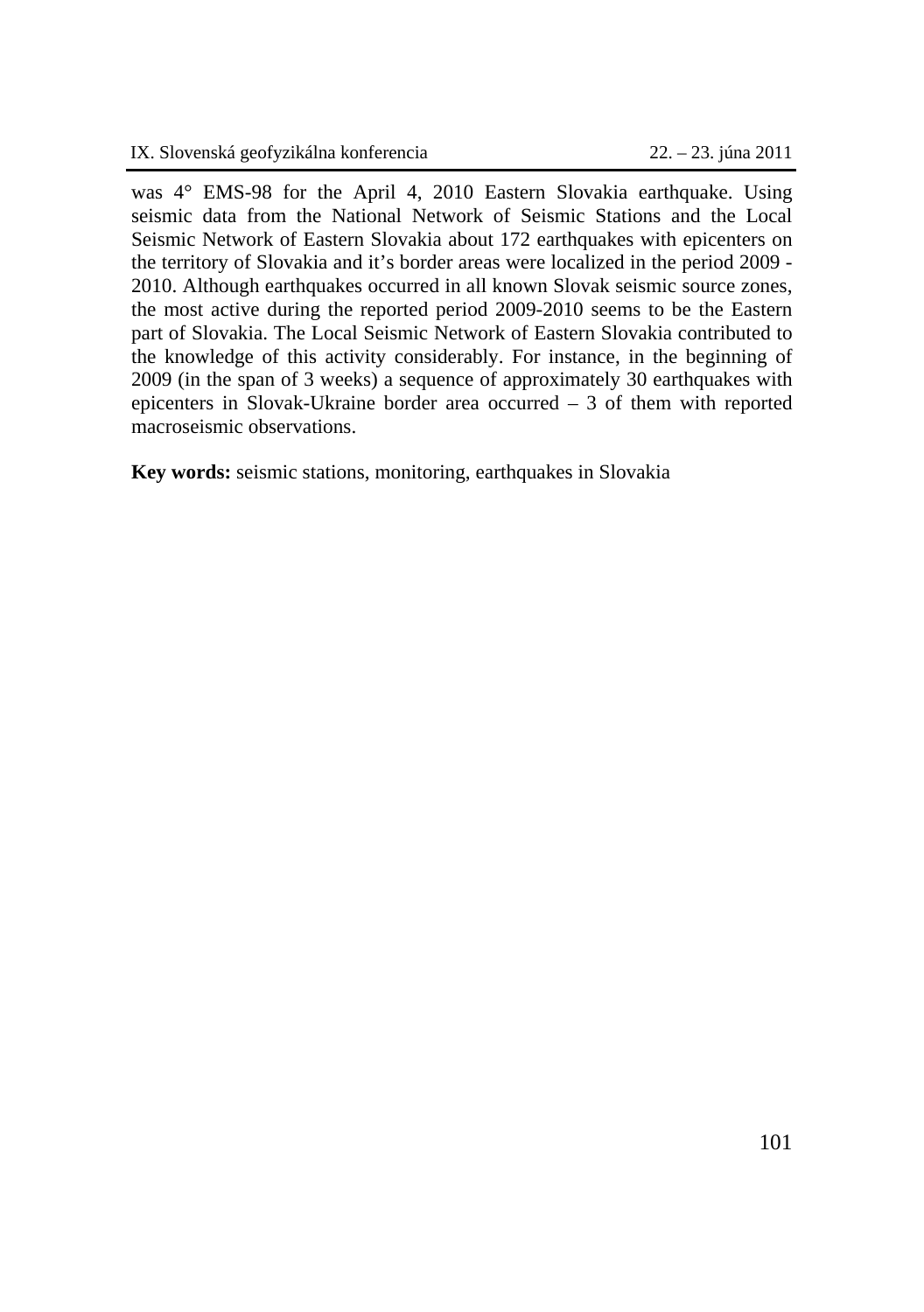was 4° EMS-98 for the April 4, 2010 Eastern Slovakia earthquake. Using seismic data from the National Network of Seismic Stations and the Local Seismic Network of Eastern Slovakia about 172 earthquakes with epicenters on the territory of Slovakia and it's border areas were localized in the period 2009 - 2010. Although earthquakes occurred in all known Slovak seismic source zones, the most active during the reported period 2009-2010 seems to be the Eastern part of Slovakia. The Local Seismic Network of Eastern Slovakia contributed to the knowledge of this activity considerably. For instance, in the beginning of 2009 (in the span of 3 weeks) a sequence of approximately 30 earthquakes with epicenters in Slovak-Ukraine border area occurred – 3 of them with reported macroseismic observations.

**Key words:** seismic stations, monitoring, earthquakes in Slovakia